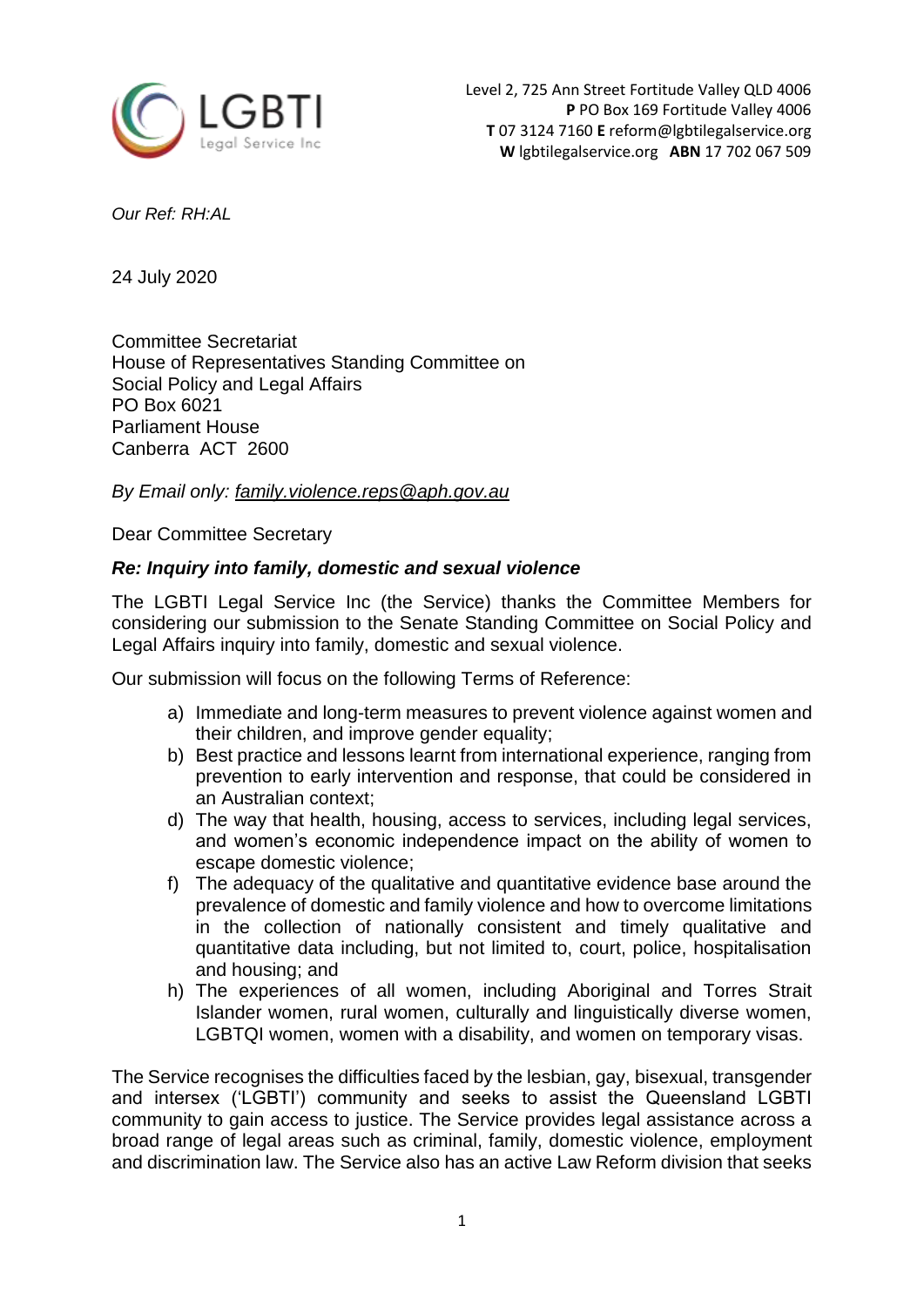LGBTI Legal Service Inc

Level 2, 725 Ann Street Fortitude Valley QLD 4006
**P** PO Box 169 Fortitude Valley 4006
**T** 07 3124 7160 **E** reform@lgbtilegalservice.org
**W** lgbtilegalservice.org **ABN** 17 702 067 509

*Our Ref: RH:AL*

24 July 2020

Committee Secretariat
House of Representatives Standing Committee on
Social Policy and Legal Affairs
PO Box 6021
Parliament House
Canberra ACT 2600

*By Email only: family.violence.reps@aph.gov.au*

Dear Committee Secretary

***Re: Inquiry into family, domestic and sexual violence***

The LGBTI Legal Service Inc (the Service) thanks the Committee Members for considering our submission to the Senate Standing Committee on Social Policy and Legal Affairs inquiry into family, domestic and sexual violence.

Our submission will focus on the following Terms of Reference:

a) Immediate and long-term measures to prevent violence against women and their children, and improve gender equality;
b) Best practice and lessons learnt from international experience, ranging from prevention to early intervention and response, that could be considered in an Australian context;
d) The way that health, housing, access to services, including legal services, and women's economic independence impact on the ability of women to escape domestic violence;
f) The adequacy of the qualitative and quantitative evidence base around the prevalence of domestic and family violence and how to overcome limitations in the collection of nationally consistent and timely qualitative and quantitative data including, but not limited to, court, police, hospitalisation and housing; and
h) The experiences of all women, including Aboriginal and Torres Strait Islander women, rural women, culturally and linguistically diverse women, LGBTQI women, women with a disability, and women on temporary visas.

The Service recognises the difficulties faced by the lesbian, gay, bisexual, transgender and intersex ('LGBTI') community and seeks to assist the Queensland LGBTI community to gain access to justice. The Service provides legal assistance across a broad range of legal areas such as criminal, family, domestic violence, employment and discrimination law. The Service also has an active Law Reform division that seeks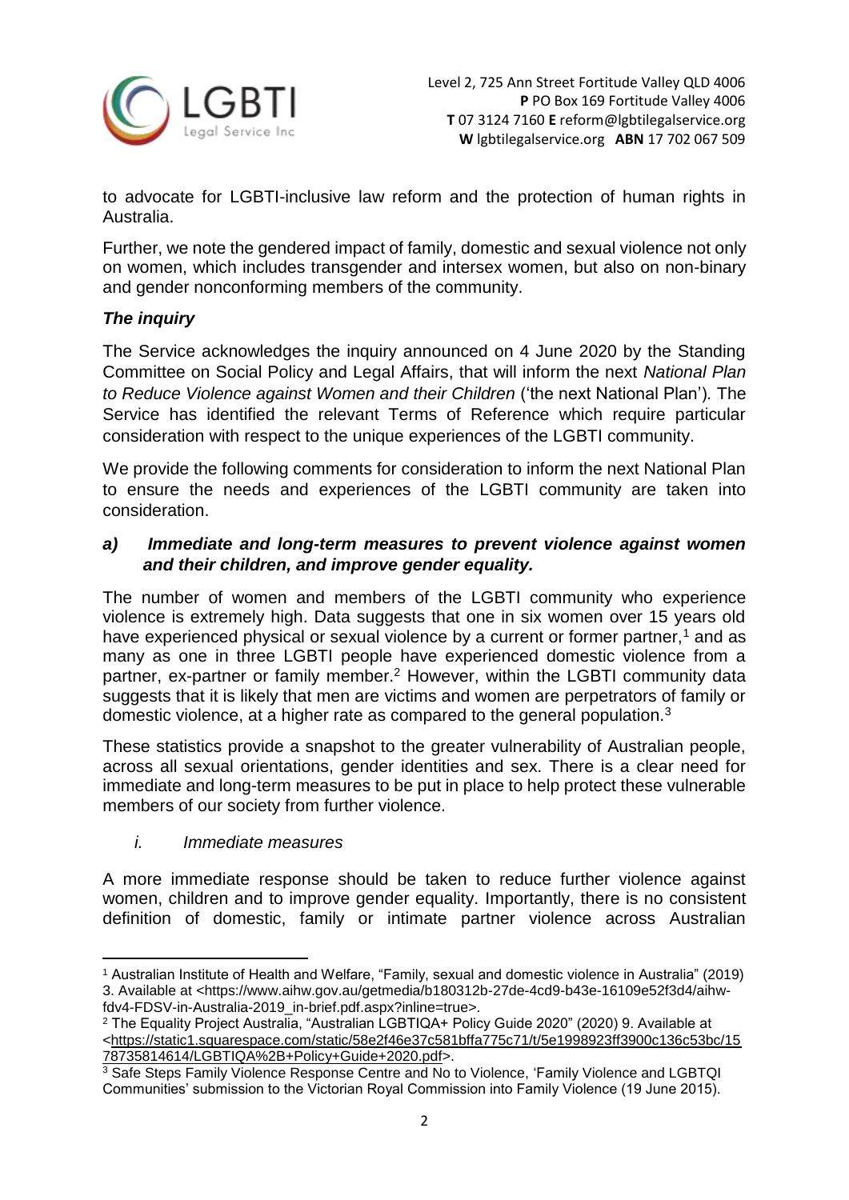to advocate for LGBTI-inclusive law reform and the protection of human rights in Australia.

Further, we note the gendered impact of family, domestic and sexual violence not only on women, which includes transgender and intersex women, but also on non-binary and gender nonconforming members of the community.

### *The inquiry*

The Service acknowledges the inquiry announced on 4 June 2020 by the Standing Committee on Social Policy and Legal Affairs, that will inform the next *National Plan to Reduce Violence against Women and their Children* ('the next National Plan')*.* The Service has identified the relevant Terms of Reference which require particular consideration with respect to the unique experiences of the LGBTI community.

We provide the following comments for consideration to inform the next National Plan to ensure the needs and experiences of the LGBTI community are taken into consideration.

### ***a) Immediate and long-term measures to prevent violence against women and their children, and improve gender equality.***

The number of women and members of the LGBTI community who experience violence is extremely high. Data suggests that one in six women over 15 years old have experienced physical or sexual violence by a current or former partner,[1] and as many as one in three LGBTI people have experienced domestic violence from a partner, ex-partner or family member.[2] However, within the LGBTI community data suggests that it is likely that men are victims and women are perpetrators of family or domestic violence, at a higher rate as compared to the general population.[3]

These statistics provide a snapshot to the greater vulnerability of Australian people, across all sexual orientations, gender identities and sex. There is a clear need for immediate and long-term measures to be put in place to help protect these vulnerable members of our society from further violence.

#### *i. Immediate measures*

A more immediate response should be taken to reduce further violence against women, children and to improve gender equality. Importantly, there is no consistent definition of domestic, family or intimate partner violence across Australian

---

[1] Australian Institute of Health and Welfare, "Family, sexual and domestic violence in Australia" (2019) 3. Available at <https://www.aihw.gov.au/getmedia/b180312b-27de-4cd9-b43e-16109e52f3d4/aihw-fdv4-FDSV-in-Australia-2019_in-brief.pdf.aspx?inline=true>.

[2] The Equality Project Australia, "Australian LGBTIQA+ Policy Guide 2020" (2020) 9. Available at <https://static1.squarespace.com/static/58e2f46e37c581bffa775c71/t/5e1998923ff3900c136c53bc/1578735814614/LGBTIQA%2B+Policy+Guide+2020.pdf>.

[3] Safe Steps Family Violence Response Centre and No to Violence, 'Family Violence and LGBTQI Communities' submission to the Victorian Royal Commission into Family Violence (19 June 2015).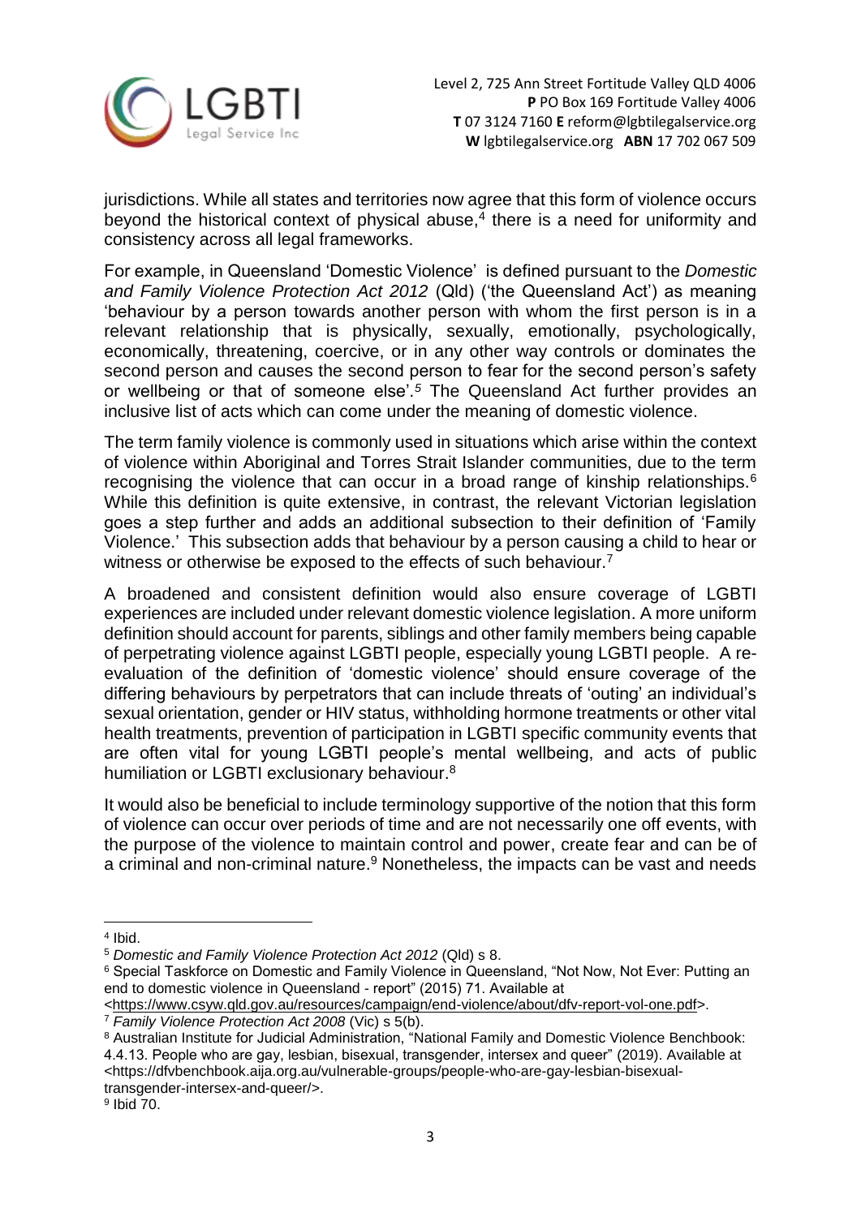jurisdictions. While all states and territories now agree that this form of violence occurs beyond the historical context of physical abuse,[4] there is a need for uniformity and consistency across all legal frameworks.

For example, in Queensland 'Domestic Violence' is defined pursuant to the *Domestic and Family Violence Protection Act 2012* (Qld) ('the Queensland Act') as meaning 'behaviour by a person towards another person with whom the first person is in a relevant relationship that is physically, sexually, emotionally, psychologically, economically, threatening, coercive, or in any other way controls or dominates the second person and causes the second person to fear for the second person's safety or wellbeing or that of someone else'.[5] The Queensland Act further provides an inclusive list of acts which can come under the meaning of domestic violence.

The term family violence is commonly used in situations which arise within the context of violence within Aboriginal and Torres Strait Islander communities, due to the term recognising the violence that can occur in a broad range of kinship relationships.[6] While this definition is quite extensive, in contrast, the relevant Victorian legislation goes a step further and adds an additional subsection to their definition of 'Family Violence.' This subsection adds that behaviour by a person causing a child to hear or witness or otherwise be exposed to the effects of such behaviour.[7]

A broadened and consistent definition would also ensure coverage of LGBTI experiences are included under relevant domestic violence legislation. A more uniform definition should account for parents, siblings and other family members being capable of perpetrating violence against LGBTI people, especially young LGBTI people. A re-evaluation of the definition of 'domestic violence' should ensure coverage of the differing behaviours by perpetrators that can include threats of 'outing' an individual's sexual orientation, gender or HIV status, withholding hormone treatments or other vital health treatments, prevention of participation in LGBTI specific community events that are often vital for young LGBTI people's mental wellbeing, and acts of public humiliation or LGBTI exclusionary behaviour.[8]

It would also be beneficial to include terminology supportive of the notion that this form of violence can occur over periods of time and are not necessarily one off events, with the purpose of the violence to maintain control and power, create fear and can be of a criminal and non-criminal nature.[9] Nonetheless, the impacts can be vast and needs

---

[4] Ibid.

[5] *Domestic and Family Violence Protection Act 2012* (Qld) s 8.

[6] Special Taskforce on Domestic and Family Violence in Queensland, "Not Now, Not Ever: Putting an end to domestic violence in Queensland - report" (2015) 71. Available at <https://www.csyw.qld.gov.au/resources/campaign/end-violence/about/dfv-report-vol-one.pdf>.

[7] *Family Violence Protection Act 2008* (Vic) s 5(b).

[8] Australian Institute for Judicial Administration, "National Family and Domestic Violence Benchbook: 4.4.13. People who are gay, lesbian, bisexual, transgender, intersex and queer" (2019). Available at <https://dfvbenchbook.aija.org.au/vulnerable-groups/people-who-are-gay-lesbian-bisexual-transgender-intersex-and-queer/>.

[9] Ibid 70.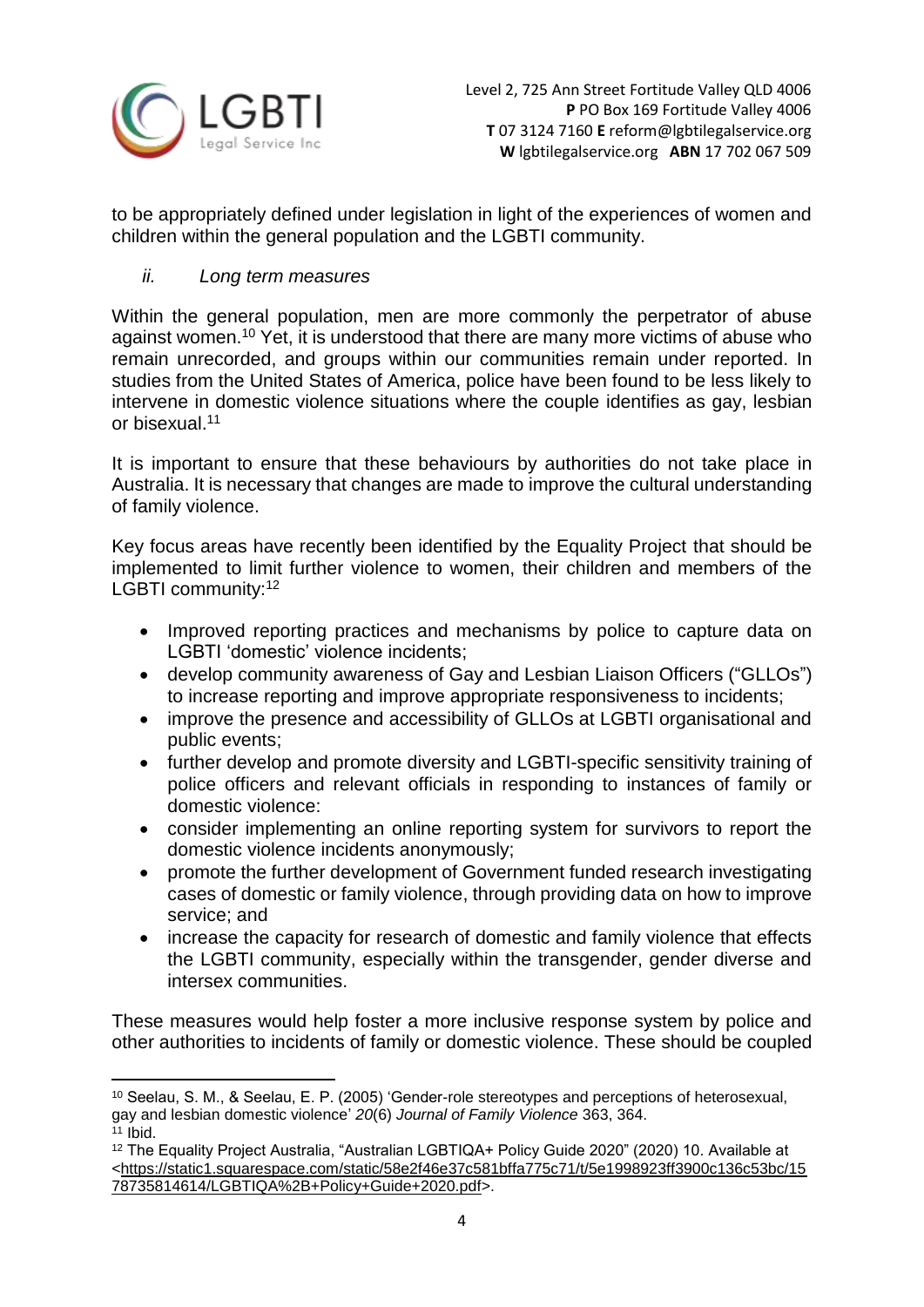to be appropriately defined under legislation in light of the experiences of women and children within the general population and the LGBTI community.

*ii. Long term measures*

Within the general population, men are more commonly the perpetrator of abuse against women.[10] Yet, it is understood that there are many more victims of abuse who remain unrecorded, and groups within our communities remain under reported. In studies from the United States of America, police have been found to be less likely to intervene in domestic violence situations where the couple identifies as gay, lesbian or bisexual.[11]

It is important to ensure that these behaviours by authorities do not take place in Australia. It is necessary that changes are made to improve the cultural understanding of family violence.

Key focus areas have recently been identified by the Equality Project that should be implemented to limit further violence to women, their children and members of the LGBTI community:[12]

- Improved reporting practices and mechanisms by police to capture data on LGBTI 'domestic' violence incidents;
- develop community awareness of Gay and Lesbian Liaison Officers ("GLLOs") to increase reporting and improve appropriate responsiveness to incidents;
- improve the presence and accessibility of GLLOs at LGBTI organisational and public events;
- further develop and promote diversity and LGBTI-specific sensitivity training of police officers and relevant officials in responding to instances of family or domestic violence:
- consider implementing an online reporting system for survivors to report the domestic violence incidents anonymously;
- promote the further development of Government funded research investigating cases of domestic or family violence, through providing data on how to improve service; and
- increase the capacity for research of domestic and family violence that effects the LGBTI community, especially within the transgender, gender diverse and intersex communities.

These measures would help foster a more inclusive response system by police and other authorities to incidents of family or domestic violence. These should be coupled

---

[10] Seelau, S. M., & Seelau, E. P. (2005) 'Gender-role stereotypes and perceptions of heterosexual, gay and lesbian domestic violence' *20*(6) *Journal of Family Violence* 363, 364.

[11] Ibid.

[12] The Equality Project Australia, "Australian LGBTIQA+ Policy Guide 2020" (2020) 10. Available at <https://static1.squarespace.com/static/58e2f46e37c581bffa775c71/t/5e1998923ff3900c136c53bc/1578735814614/LGBTIQA%2B+Policy+Guide+2020.pdf>.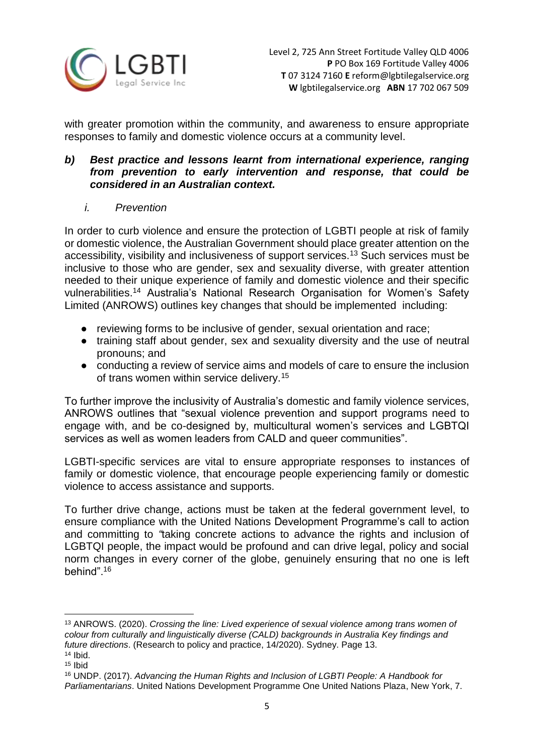with greater promotion within the community, and awareness to ensure appropriate responses to family and domestic violence occurs at a community level.

### ***b) Best practice and lessons learnt from international experience, ranging from prevention to early intervention and response, that could be considered in an Australian context.***

#### *i. Prevention*

In order to curb violence and ensure the protection of LGBTI people at risk of family or domestic violence, the Australian Government should place greater attention on the accessibility, visibility and inclusiveness of support services.[13] Such services must be inclusive to those who are gender, sex and sexuality diverse, with greater attention needed to their unique experience of family and domestic violence and their specific vulnerabilities.[14] Australia's National Research Organisation for Women's Safety Limited (ANROWS) outlines key changes that should be implemented including:

- reviewing forms to be inclusive of gender, sexual orientation and race;
- training staff about gender, sex and sexuality diversity and the use of neutral pronouns; and
- conducting a review of service aims and models of care to ensure the inclusion of trans women within service delivery.[15]

To further improve the inclusivity of Australia's domestic and family violence services, ANROWS outlines that "sexual violence prevention and support programs need to engage with, and be co-designed by, multicultural women's services and LGBTQI services as well as women leaders from CALD and queer communities".

LGBTI-specific services are vital to ensure appropriate responses to instances of family or domestic violence, that encourage people experiencing family or domestic violence to access assistance and supports.

To further drive change, actions must be taken at the federal government level, to ensure compliance with the United Nations Development Programme's call to action and committing to "taking concrete actions to advance the rights and inclusion of LGBTQI people, the impact would be profound and can drive legal, policy and social norm changes in every corner of the globe, genuinely ensuring that no one is left behind".[16]

---

[13] ANROWS. (2020). *Crossing the line: Lived experience of sexual violence among trans women of colour from culturally and linguistically diverse (CALD) backgrounds in Australia Key findings and future directions*. (Research to policy and practice, 14/2020). Sydney. Page 13.

[14] Ibid.

[15] Ibid

[16] UNDP. (2017). *Advancing the Human Rights and Inclusion of LGBTI People: A Handbook for Parliamentarians*. United Nations Development Programme One United Nations Plaza, New York, 7.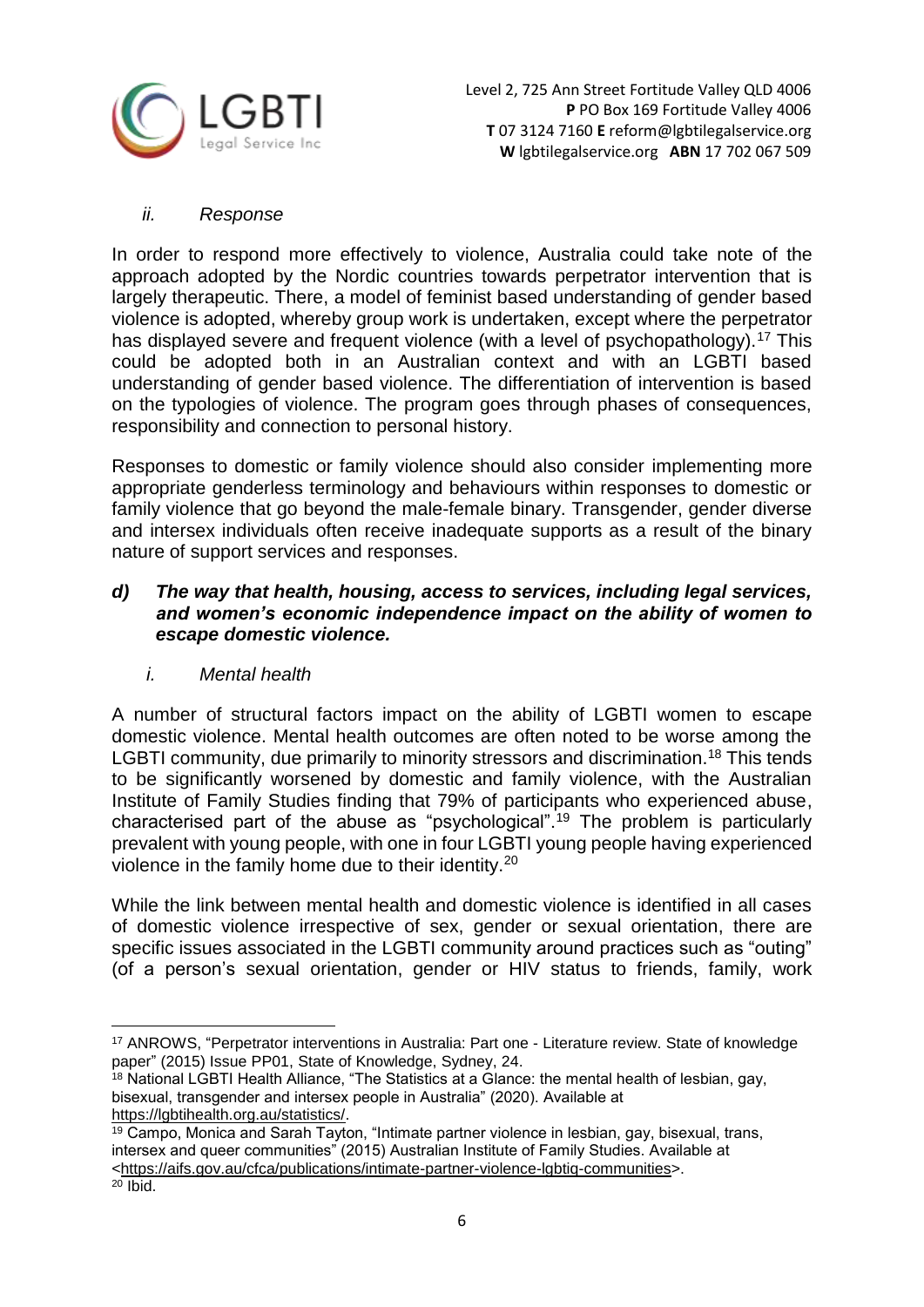*ii. Response*

In order to respond more effectively to violence, Australia could take note of the approach adopted by the Nordic countries towards perpetrator intervention that is largely therapeutic. There, a model of feminist based understanding of gender based violence is adopted, whereby group work is undertaken, except where the perpetrator has displayed severe and frequent violence (with a level of psychopathology).[17] This could be adopted both in an Australian context and with an LGBTI based understanding of gender based violence. The differentiation of intervention is based on the typologies of violence. The program goes through phases of consequences, responsibility and connection to personal history.

Responses to domestic or family violence should also consider implementing more appropriate genderless terminology and behaviours within responses to domestic or family violence that go beyond the male-female binary. Transgender, gender diverse and intersex individuals often receive inadequate supports as a result of the binary nature of support services and responses.

### ***d) The way that health, housing, access to services, including legal services, and women's economic independence impact on the ability of women to escape domestic violence.***

*i. Mental health*

A number of structural factors impact on the ability of LGBTI women to escape domestic violence. Mental health outcomes are often noted to be worse among the LGBTI community, due primarily to minority stressors and discrimination.[18] This tends to be significantly worsened by domestic and family violence, with the Australian Institute of Family Studies finding that 79% of participants who experienced abuse, characterised part of the abuse as "psychological".[19] The problem is particularly prevalent with young people, with one in four LGBTI young people having experienced violence in the family home due to their identity.[20]

While the link between mental health and domestic violence is identified in all cases of domestic violence irrespective of sex, gender or sexual orientation, there are specific issues associated in the LGBTI community around practices such as "outing" (of a person's sexual orientation, gender or HIV status to friends, family, work

---

[17] ANROWS, "Perpetrator interventions in Australia: Part one - Literature review. State of knowledge paper" (2015) Issue PP01, State of Knowledge, Sydney, 24.

[18] National LGBTI Health Alliance, "The Statistics at a Glance: the mental health of lesbian, gay, bisexual, transgender and intersex people in Australia" (2020). Available at https://lgbtihealth.org.au/statistics/.

[19] Campo, Monica and Sarah Tayton, "Intimate partner violence in lesbian, gay, bisexual, trans, intersex and queer communities" (2015) Australian Institute of Family Studies. Available at <https://aifs.gov.au/cfca/publications/intimate-partner-violence-lgbtiq-communities>.

[20] Ibid.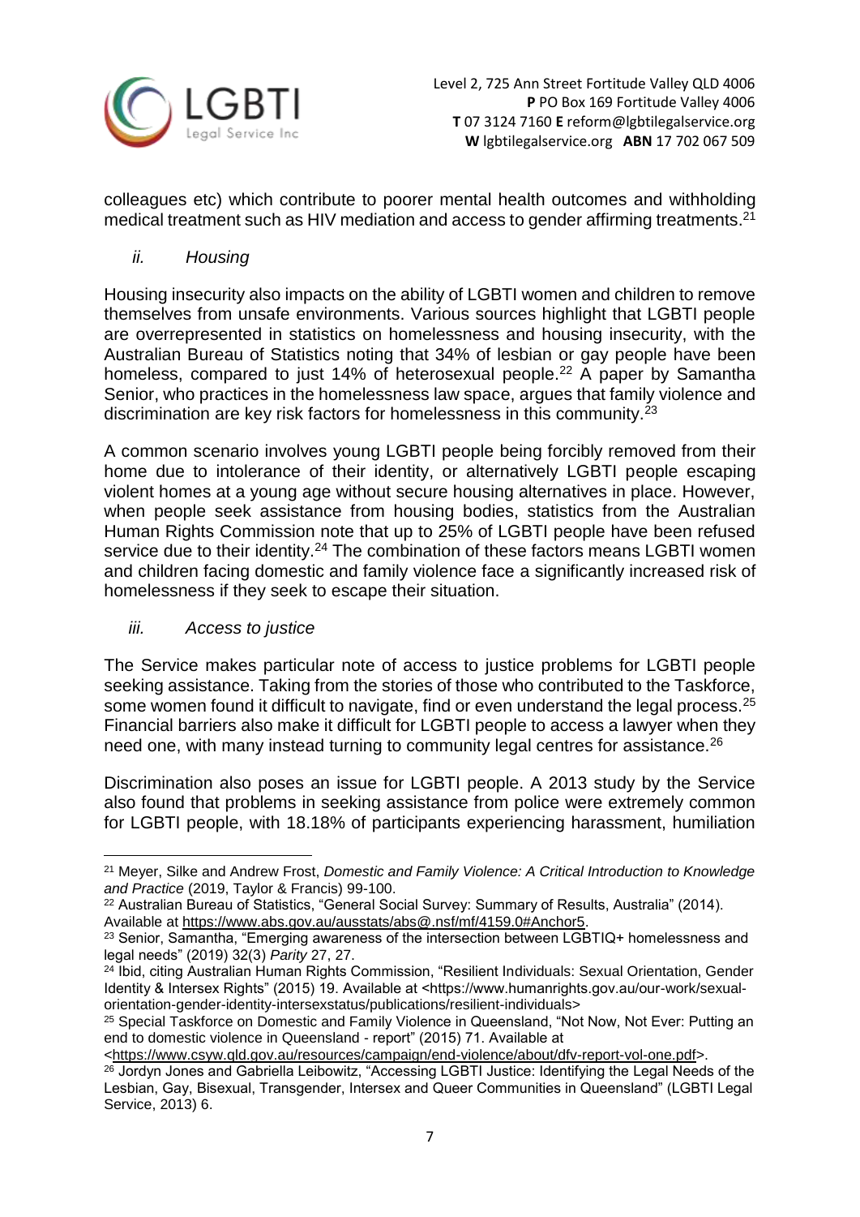colleagues etc) which contribute to poorer mental health outcomes and withholding medical treatment such as HIV mediation and access to gender affirming treatments.[21]

### *ii. Housing*

Housing insecurity also impacts on the ability of LGBTI women and children to remove themselves from unsafe environments. Various sources highlight that LGBTI people are overrepresented in statistics on homelessness and housing insecurity, with the Australian Bureau of Statistics noting that 34% of lesbian or gay people have been homeless, compared to just 14% of heterosexual people.[22] A paper by Samantha Senior, who practices in the homelessness law space, argues that family violence and discrimination are key risk factors for homelessness in this community.[23]

A common scenario involves young LGBTI people being forcibly removed from their home due to intolerance of their identity, or alternatively LGBTI people escaping violent homes at a young age without secure housing alternatives in place. However, when people seek assistance from housing bodies, statistics from the Australian Human Rights Commission note that up to 25% of LGBTI people have been refused service due to their identity.[24] The combination of these factors means LGBTI women and children facing domestic and family violence face a significantly increased risk of homelessness if they seek to escape their situation.

### *iii. Access to justice*

The Service makes particular note of access to justice problems for LGBTI people seeking assistance. Taking from the stories of those who contributed to the Taskforce, some women found it difficult to navigate, find or even understand the legal process.[25] Financial barriers also make it difficult for LGBTI people to access a lawyer when they need one, with many instead turning to community legal centres for assistance.[26]

Discrimination also poses an issue for LGBTI people. A 2013 study by the Service also found that problems in seeking assistance from police were extremely common for LGBTI people, with 18.18% of participants experiencing harassment, humiliation

---

[21] Meyer, Silke and Andrew Frost, *Domestic and Family Violence: A Critical Introduction to Knowledge and Practice* (2019, Taylor & Francis) 99-100.

[22] Australian Bureau of Statistics, "General Social Survey: Summary of Results, Australia" (2014). Available at https://www.abs.gov.au/ausstats/abs@.nsf/mf/4159.0#Anchor5.

[23] Senior, Samantha, "Emerging awareness of the intersection between LGBTIQ+ homelessness and legal needs" (2019) 32(3) *Parity* 27, 27.

[24] Ibid, citing Australian Human Rights Commission, "Resilient Individuals: Sexual Orientation, Gender Identity & Intersex Rights" (2015) 19. Available at <https://www.humanrights.gov.au/our-work/sexual-orientation-gender-identity-intersexstatus/publications/resilient-individuals>

[25] Special Taskforce on Domestic and Family Violence in Queensland, "Not Now, Not Ever: Putting an end to domestic violence in Queensland - report" (2015) 71. Available at <https://www.csyw.qld.gov.au/resources/campaign/end-violence/about/dfv-report-vol-one.pdf>.

[26] Jordyn Jones and Gabriella Leibowitz, "Accessing LGBTI Justice: Identifying the Legal Needs of the Lesbian, Gay, Bisexual, Transgender, Intersex and Queer Communities in Queensland" (LGBTI Legal Service, 2013) 6.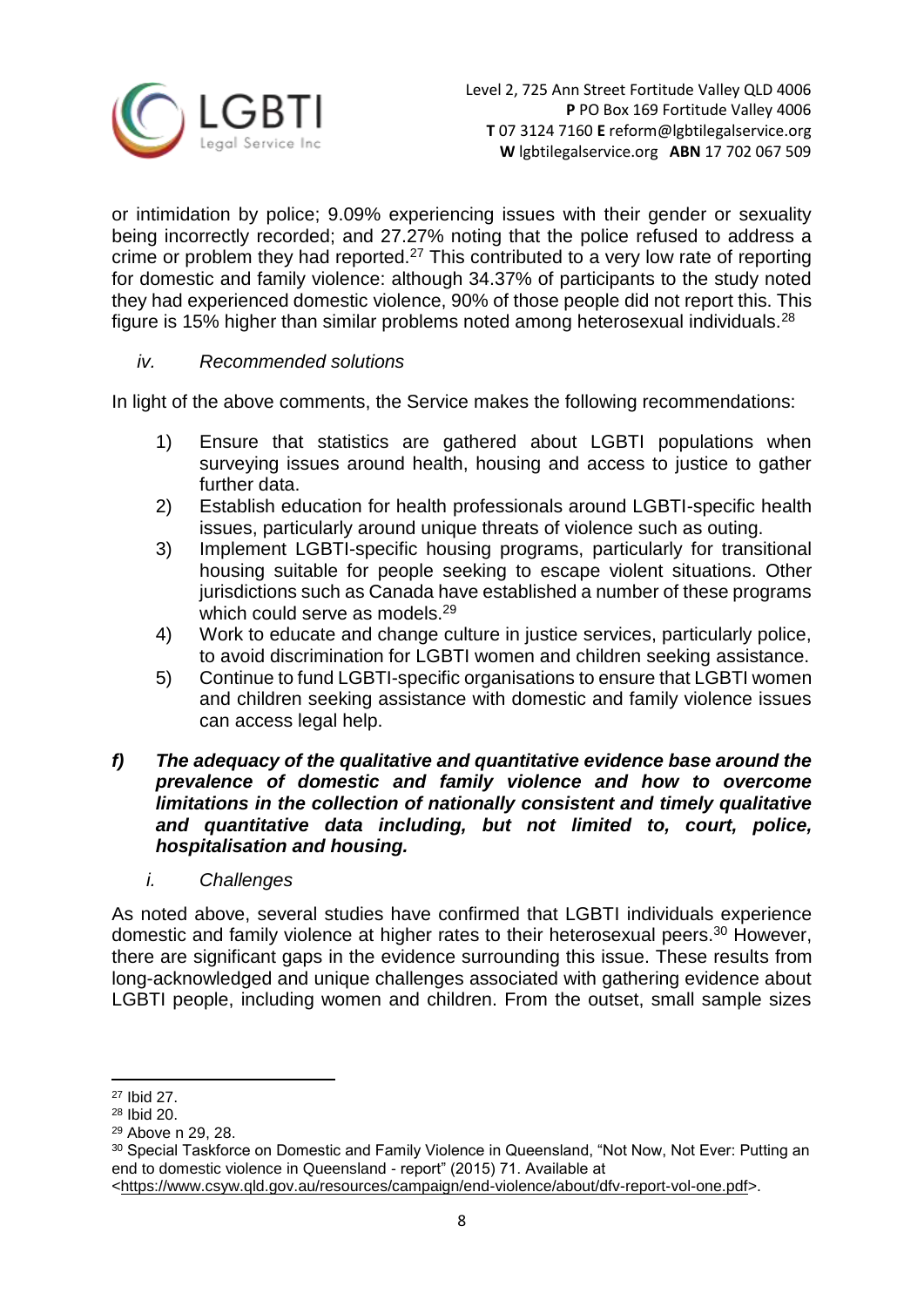or intimidation by police; 9.09% experiencing issues with their gender or sexuality being incorrectly recorded; and 27.27% noting that the police refused to address a crime or problem they had reported.[27] This contributed to a very low rate of reporting for domestic and family violence: although 34.37% of participants to the study noted they had experienced domestic violence, 90% of those people did not report this. This figure is 15% higher than similar problems noted among heterosexual individuals.[28]

*iv. Recommended solutions*

In light of the above comments, the Service makes the following recommendations:

1) Ensure that statistics are gathered about LGBTI populations when surveying issues around health, housing and access to justice to gather further data.
2) Establish education for health professionals around LGBTI-specific health issues, particularly around unique threats of violence such as outing.
3) Implement LGBTI-specific housing programs, particularly for transitional housing suitable for people seeking to escape violent situations. Other jurisdictions such as Canada have established a number of these programs which could serve as models.[29]
4) Work to educate and change culture in justice services, particularly police, to avoid discrimination for LGBTI women and children seeking assistance.
5) Continue to fund LGBTI-specific organisations to ensure that LGBTI women and children seeking assistance with domestic and family violence issues can access legal help.

***f) The adequacy of the qualitative and quantitative evidence base around the prevalence of domestic and family violence and how to overcome limitations in the collection of nationally consistent and timely qualitative and quantitative data including, but not limited to, court, police, hospitalisation and housing.***

*i. Challenges*

As noted above, several studies have confirmed that LGBTI individuals experience domestic and family violence at higher rates to their heterosexual peers.[30] However, there are significant gaps in the evidence surrounding this issue. These results from long-acknowledged and unique challenges associated with gathering evidence about LGBTI people, including women and children. From the outset, small sample sizes

---

[27] Ibid 27.

[28] Ibid 20.

[29] Above n 29, 28.

[30] Special Taskforce on Domestic and Family Violence in Queensland, "Not Now, Not Ever: Putting an end to domestic violence in Queensland - report" (2015) 71. Available at <https://www.csyw.qld.gov.au/resources/campaign/end-violence/about/dfv-report-vol-one.pdf>.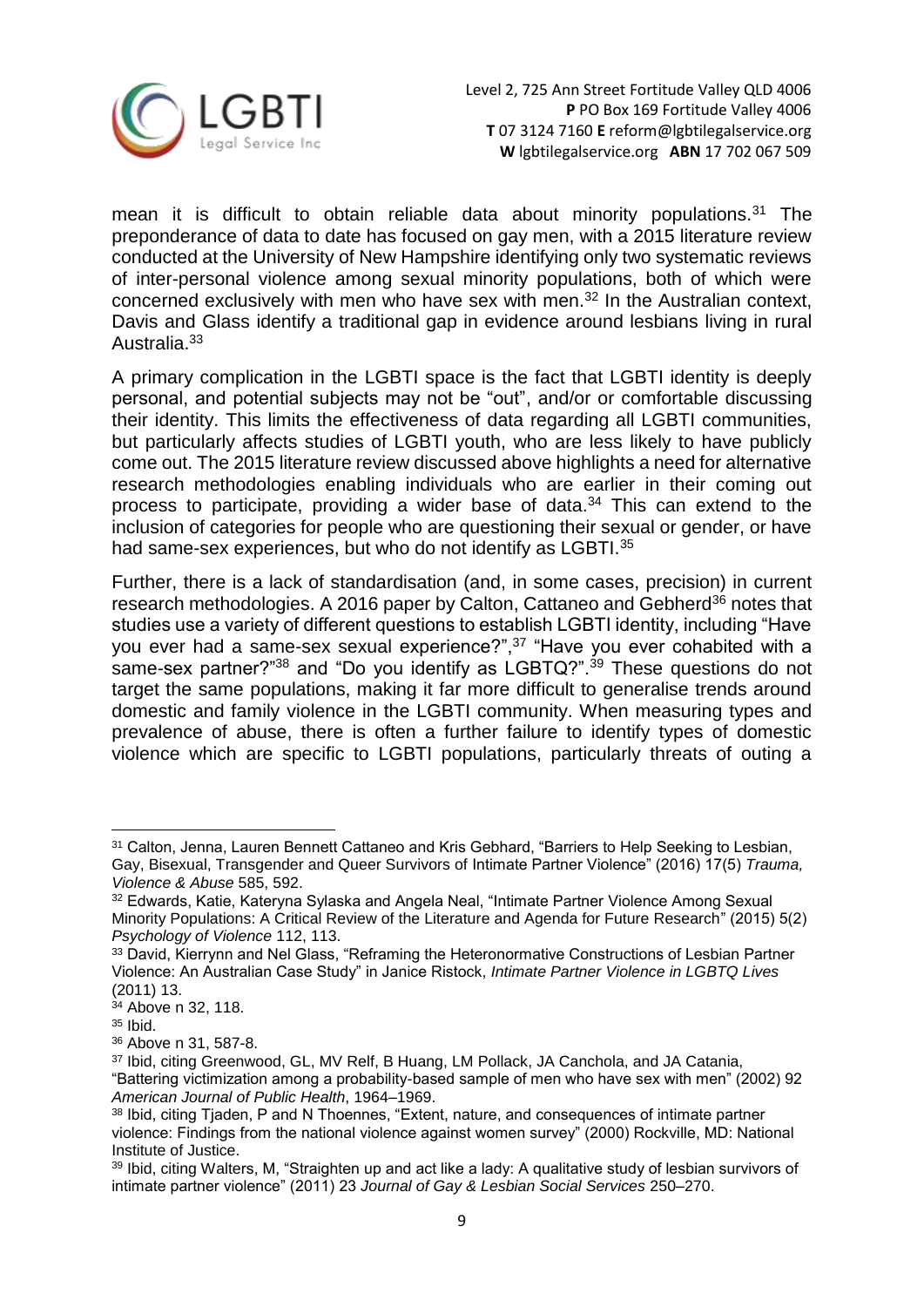mean it is difficult to obtain reliable data about minority populations.[31] The preponderance of data to date has focused on gay men, with a 2015 literature review conducted at the University of New Hampshire identifying only two systematic reviews of inter-personal violence among sexual minority populations, both of which were concerned exclusively with men who have sex with men.[32] In the Australian context, Davis and Glass identify a traditional gap in evidence around lesbians living in rural Australia.[33]

A primary complication in the LGBTI space is the fact that LGBTI identity is deeply personal, and potential subjects may not be "out", and/or or comfortable discussing their identity. This limits the effectiveness of data regarding all LGBTI communities, but particularly affects studies of LGBTI youth, who are less likely to have publicly come out. The 2015 literature review discussed above highlights a need for alternative research methodologies enabling individuals who are earlier in their coming out process to participate, providing a wider base of data.[34] This can extend to the inclusion of categories for people who are questioning their sexual or gender, or have had same-sex experiences, but who do not identify as LGBTI.[35]

Further, there is a lack of standardisation (and, in some cases, precision) in current research methodologies. A 2016 paper by Calton, Cattaneo and Gebherd[36] notes that studies use a variety of different questions to establish LGBTI identity, including "Have you ever had a same-sex sexual experience?",[37] "Have you ever cohabited with a same-sex partner?"[38] and "Do you identify as LGBTQ?".[39] These questions do not target the same populations, making it far more difficult to generalise trends around domestic and family violence in the LGBTI community. When measuring types and prevalence of abuse, there is often a further failure to identify types of domestic violence which are specific to LGBTI populations, particularly threats of outing a

---

[31] Calton, Jenna, Lauren Bennett Cattaneo and Kris Gebhard, "Barriers to Help Seeking to Lesbian, Gay, Bisexual, Transgender and Queer Survivors of Intimate Partner Violence" (2016) 17(5) *Trauma, Violence & Abuse* 585, 592.

[32] Edwards, Katie, Kateryna Sylaska and Angela Neal, "Intimate Partner Violence Among Sexual Minority Populations: A Critical Review of the Literature and Agenda for Future Research" (2015) 5(2) *Psychology of Violence* 112, 113.

[33] David, Kierrynn and Nel Glass, "Reframing the Heteronormative Constructions of Lesbian Partner Violence: An Australian Case Study" in Janice Ristock, *Intimate Partner Violence in LGBTQ Lives* (2011) 13.

[34] Above n 32, 118.

[35] Ibid.

[36] Above n 31, 587-8.

[37] Ibid, citing Greenwood, GL, MV Relf, B Huang, LM Pollack, JA Canchola, and JA Catania, "Battering victimization among a probability-based sample of men who have sex with men" (2002) 92 *American Journal of Public Health*, 1964–1969.

[38] Ibid, citing Tjaden, P and N Thoennes, "Extent, nature, and consequences of intimate partner violence: Findings from the national violence against women survey" (2000) Rockville, MD: National Institute of Justice.

[39] Ibid, citing Walters, M, "Straighten up and act like a lady: A qualitative study of lesbian survivors of intimate partner violence" (2011) 23 *Journal of Gay & Lesbian Social Services* 250–270.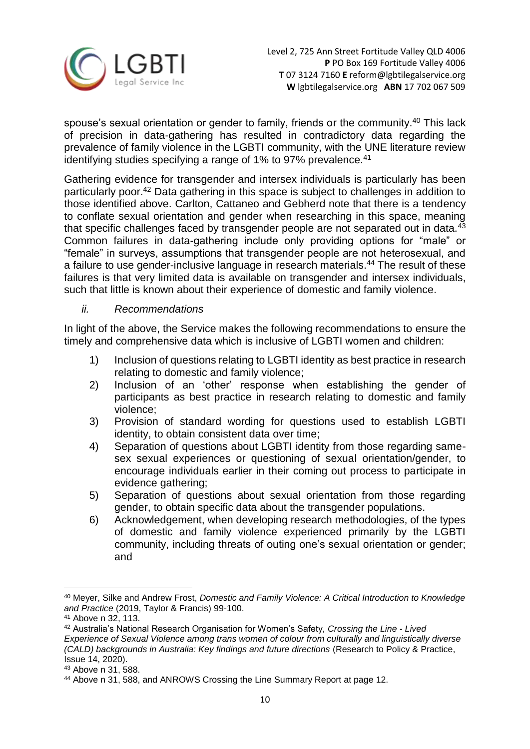spouse's sexual orientation or gender to family, friends or the community.[40] This lack of precision in data-gathering has resulted in contradictory data regarding the prevalence of family violence in the LGBTI community, with the UNE literature review identifying studies specifying a range of 1% to 97% prevalence.[41]

Gathering evidence for transgender and intersex individuals is particularly has been particularly poor.[42] Data gathering in this space is subject to challenges in addition to those identified above. Carlton, Cattaneo and Gebherd note that there is a tendency to conflate sexual orientation and gender when researching in this space, meaning that specific challenges faced by transgender people are not separated out in data.[43] Common failures in data-gathering include only providing options for "male" or "female" in surveys, assumptions that transgender people are not heterosexual, and a failure to use gender-inclusive language in research materials.[44] The result of these failures is that very limited data is available on transgender and intersex individuals, such that little is known about their experience of domestic and family violence.

*ii. Recommendations*

In light of the above, the Service makes the following recommendations to ensure the timely and comprehensive data which is inclusive of LGBTI women and children:

1) Inclusion of questions relating to LGBTI identity as best practice in research relating to domestic and family violence;
2) Inclusion of an 'other' response when establishing the gender of participants as best practice in research relating to domestic and family violence;
3) Provision of standard wording for questions used to establish LGBTI identity, to obtain consistent data over time;
4) Separation of questions about LGBTI identity from those regarding same-sex sexual experiences or questioning of sexual orientation/gender, to encourage individuals earlier in their coming out process to participate in evidence gathering;
5) Separation of questions about sexual orientation from those regarding gender, to obtain specific data about the transgender populations.
6) Acknowledgement, when developing research methodologies, of the types of domestic and family violence experienced primarily by the LGBTI community, including threats of outing one's sexual orientation or gender; and

---

[40] Meyer, Silke and Andrew Frost, *Domestic and Family Violence: A Critical Introduction to Knowledge and Practice* (2019, Taylor & Francis) 99-100.
[41] Above n 32, 113.
[42] Australia's National Research Organisation for Women's Safety, *Crossing the Line - Lived Experience of Sexual Violence among trans women of colour from culturally and linguistically diverse (CALD) backgrounds in Australia: Key findings and future directions* (Research to Policy & Practice, Issue 14, 2020).
[43] Above n 31, 588.
[44] Above n 31, 588, and ANROWS Crossing the Line Summary Report at page 12.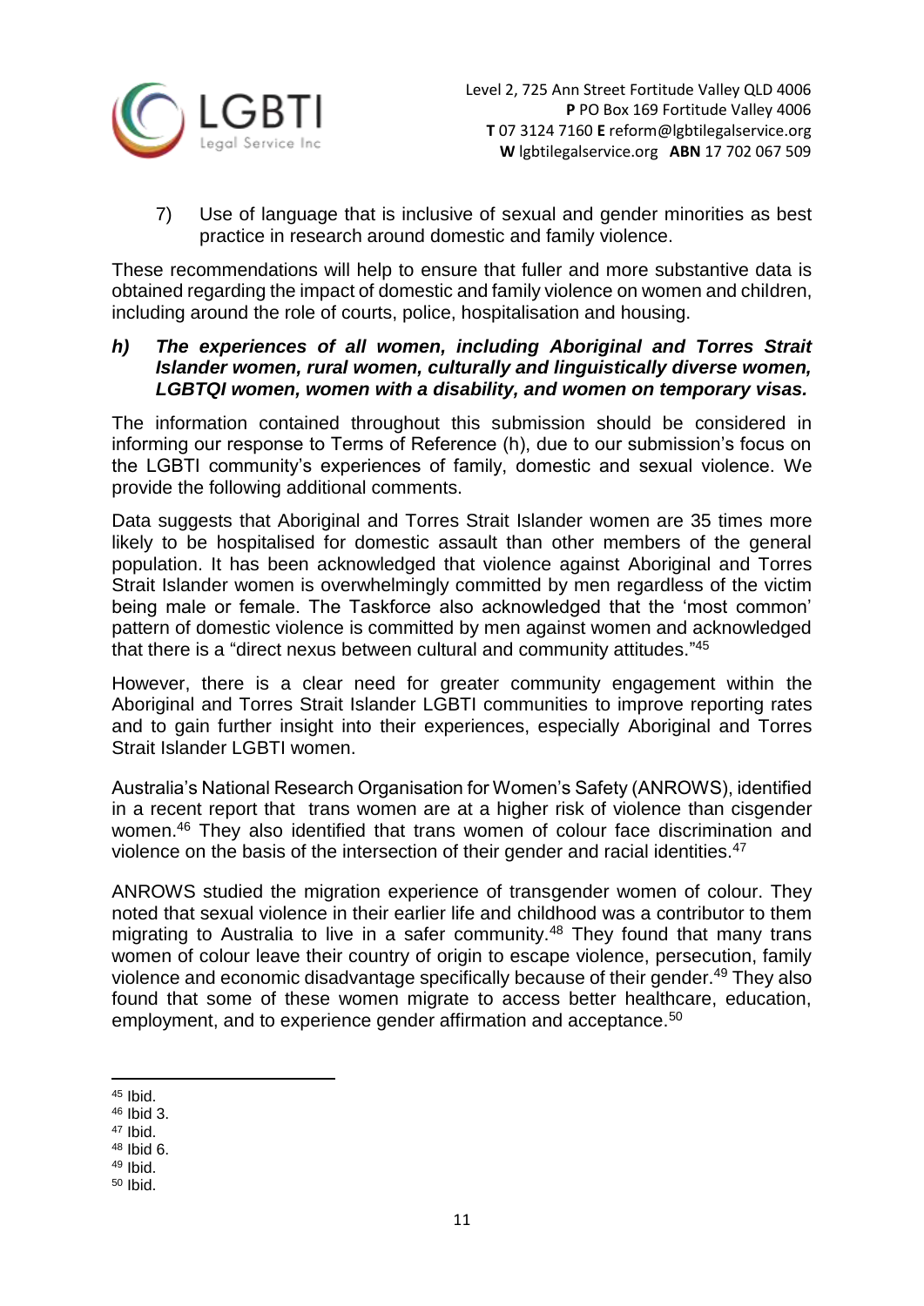7) Use of language that is inclusive of sexual and gender minorities as best practice in research around domestic and family violence.

These recommendations will help to ensure that fuller and more substantive data is obtained regarding the impact of domestic and family violence on women and children, including around the role of courts, police, hospitalisation and housing.

### *h) The experiences of all women, including Aboriginal and Torres Strait Islander women, rural women, culturally and linguistically diverse women, LGBTQI women, women with a disability, and women on temporary visas.*

The information contained throughout this submission should be considered in informing our response to Terms of Reference (h), due to our submission's focus on the LGBTI community's experiences of family, domestic and sexual violence. We provide the following additional comments.

Data suggests that Aboriginal and Torres Strait Islander women are 35 times more likely to be hospitalised for domestic assault than other members of the general population. It has been acknowledged that violence against Aboriginal and Torres Strait Islander women is overwhelmingly committed by men regardless of the victim being male or female. The Taskforce also acknowledged that the 'most common' pattern of domestic violence is committed by men against women and acknowledged that there is a "direct nexus between cultural and community attitudes."[45]

However, there is a clear need for greater community engagement within the Aboriginal and Torres Strait Islander LGBTI communities to improve reporting rates and to gain further insight into their experiences, especially Aboriginal and Torres Strait Islander LGBTI women.

Australia's National Research Organisation for Women's Safety (ANROWS), identified in a recent report that trans women are at a higher risk of violence than cisgender women.[46] They also identified that trans women of colour face discrimination and violence on the basis of the intersection of their gender and racial identities.[47]

ANROWS studied the migration experience of transgender women of colour. They noted that sexual violence in their earlier life and childhood was a contributor to them migrating to Australia to live in a safer community.[48] They found that many trans women of colour leave their country of origin to escape violence, persecution, family violence and economic disadvantage specifically because of their gender.[49] They also found that some of these women migrate to access better healthcare, education, employment, and to experience gender affirmation and acceptance.[50]

---

[45] Ibid.
[46] Ibid 3.
[47] Ibid.
[48] Ibid 6.
[49] Ibid.
[50] Ibid.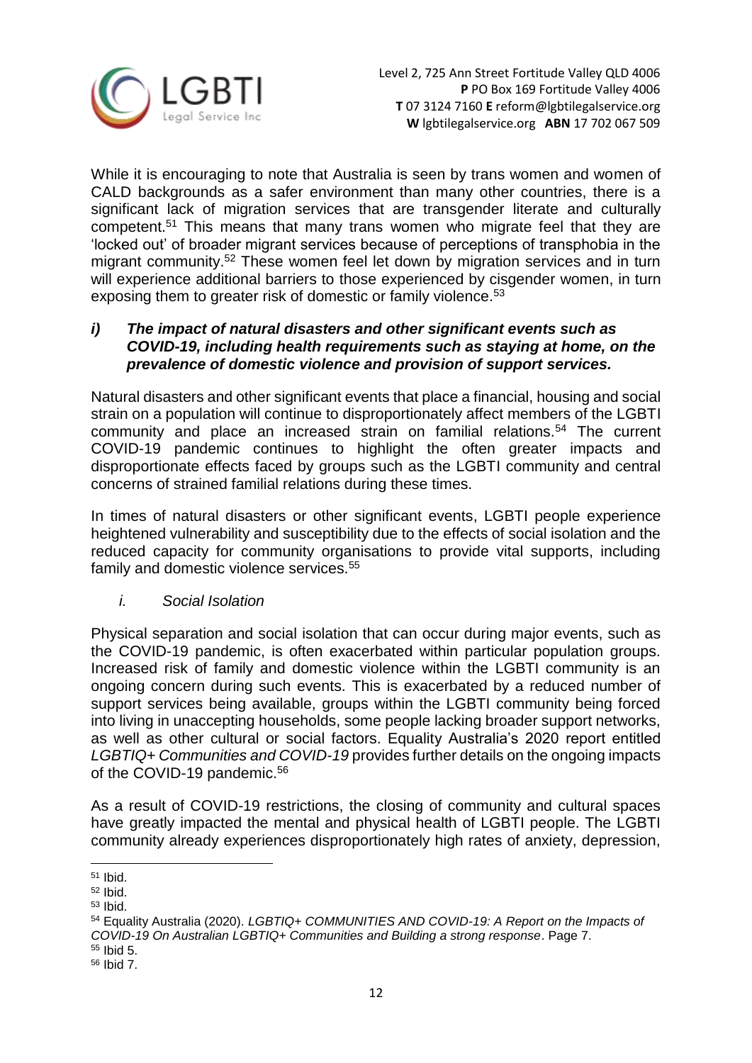While it is encouraging to note that Australia is seen by trans women and women of CALD backgrounds as a safer environment than many other countries, there is a significant lack of migration services that are transgender literate and culturally competent.[51] This means that many trans women who migrate feel that they are 'locked out' of broader migrant services because of perceptions of transphobia in the migrant community.[52] These women feel let down by migration services and in turn will experience additional barriers to those experienced by cisgender women, in turn exposing them to greater risk of domestic or family violence.[53]

### *i) The impact of natural disasters and other significant events such as COVID-19, including health requirements such as staying at home, on the prevalence of domestic violence and provision of support services.*

Natural disasters and other significant events that place a financial, housing and social strain on a population will continue to disproportionately affect members of the LGBTI community and place an increased strain on familial relations.[54] The current COVID-19 pandemic continues to highlight the often greater impacts and disproportionate effects faced by groups such as the LGBTI community and central concerns of strained familial relations during these times.

In times of natural disasters or other significant events, LGBTI people experience heightened vulnerability and susceptibility due to the effects of social isolation and the reduced capacity for community organisations to provide vital supports, including family and domestic violence services.[55]

*i. Social Isolation*

Physical separation and social isolation that can occur during major events, such as the COVID-19 pandemic, is often exacerbated within particular population groups. Increased risk of family and domestic violence within the LGBTI community is an ongoing concern during such events. This is exacerbated by a reduced number of support services being available, groups within the LGBTI community being forced into living in unaccepting households, some people lacking broader support networks, as well as other cultural or social factors. Equality Australia's 2020 report entitled *LGBTIQ+ Communities and COVID-19* provides further details on the ongoing impacts of the COVID-19 pandemic.[56]

As a result of COVID-19 restrictions, the closing of community and cultural spaces have greatly impacted the mental and physical health of LGBTI people. The LGBTI community already experiences disproportionately high rates of anxiety, depression,

---

[51] Ibid.
[52] Ibid.
[53] Ibid.
[54] Equality Australia (2020). *LGBTIQ+ COMMUNITIES AND COVID-19: A Report on the Impacts of COVID-19 On Australian LGBTIQ+ Communities and Building a strong response*. Page 7.
[55] Ibid 5.
[56] Ibid 7.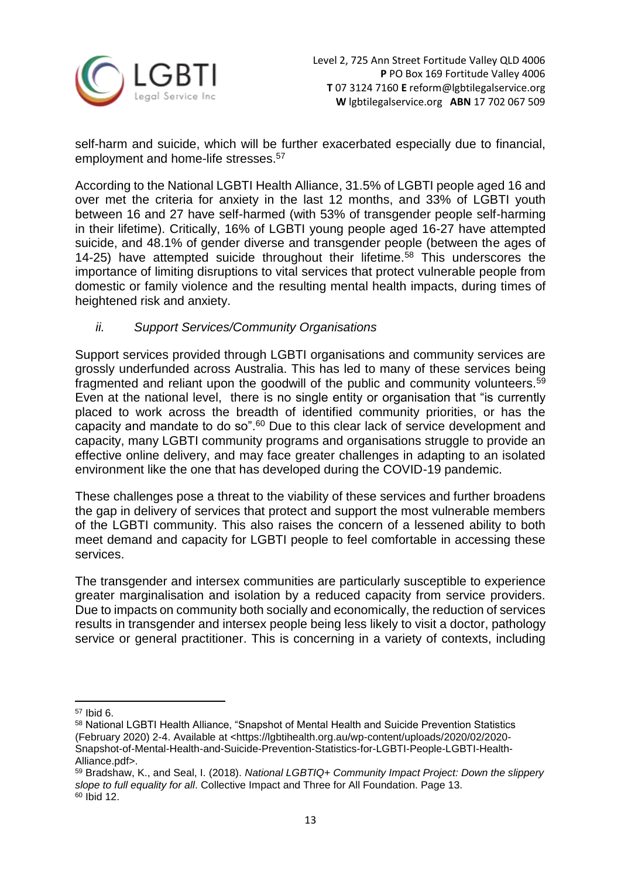self-harm and suicide, which will be further exacerbated especially due to financial, employment and home-life stresses.[57]

According to the National LGBTI Health Alliance, 31.5% of LGBTI people aged 16 and over met the criteria for anxiety in the last 12 months, and 33% of LGBTI youth between 16 and 27 have self-harmed (with 53% of transgender people self-harming in their lifetime). Critically, 16% of LGBTI young people aged 16-27 have attempted suicide, and 48.1% of gender diverse and transgender people (between the ages of 14-25) have attempted suicide throughout their lifetime.[58] This underscores the importance of limiting disruptions to vital services that protect vulnerable people from domestic or family violence and the resulting mental health impacts, during times of heightened risk and anxiety.

### *ii. Support Services/Community Organisations*

Support services provided through LGBTI organisations and community services are grossly underfunded across Australia. This has led to many of these services being fragmented and reliant upon the goodwill of the public and community volunteers.[59] Even at the national level, there is no single entity or organisation that "is currently placed to work across the breadth of identified community priorities, or has the capacity and mandate to do so".[60] Due to this clear lack of service development and capacity, many LGBTI community programs and organisations struggle to provide an effective online delivery, and may face greater challenges in adapting to an isolated environment like the one that has developed during the COVID-19 pandemic.

These challenges pose a threat to the viability of these services and further broadens the gap in delivery of services that protect and support the most vulnerable members of the LGBTI community. This also raises the concern of a lessened ability to both meet demand and capacity for LGBTI people to feel comfortable in accessing these services.

The transgender and intersex communities are particularly susceptible to experience greater marginalisation and isolation by a reduced capacity from service providers. Due to impacts on community both socially and economically, the reduction of services results in transgender and intersex people being less likely to visit a doctor, pathology service or general practitioner. This is concerning in a variety of contexts, including

---

[57] Ibid 6.

[58] National LGBTI Health Alliance, "Snapshot of Mental Health and Suicide Prevention Statistics (February 2020) 2-4. Available at <https://lgbtihealth.org.au/wp-content/uploads/2020/02/2020-Snapshot-of-Mental-Health-and-Suicide-Prevention-Statistics-for-LGBTI-People-LGBTI-Health-Alliance.pdf>.

[59] Bradshaw, K., and Seal, I. (2018). *National LGBTIQ+ Community Impact Project: Down the slippery slope to full equality for all*. Collective Impact and Three for All Foundation. Page 13.

[60] Ibid 12.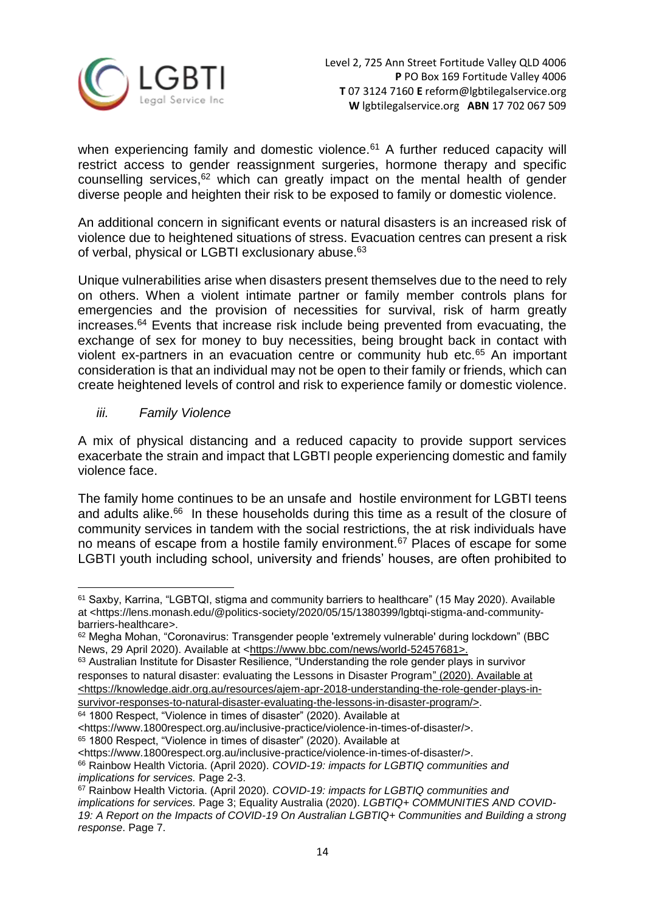when experiencing family and domestic violence.[61] A further reduced capacity will restrict access to gender reassignment surgeries, hormone therapy and specific counselling services,[62] which can greatly impact on the mental health of gender diverse people and heighten their risk to be exposed to family or domestic violence.

An additional concern in significant events or natural disasters is an increased risk of violence due to heightened situations of stress. Evacuation centres can present a risk of verbal, physical or LGBTI exclusionary abuse.[63]

Unique vulnerabilities arise when disasters present themselves due to the need to rely on others. When a violent intimate partner or family member controls plans for emergencies and the provision of necessities for survival, risk of harm greatly increases.[64] Events that increase risk include being prevented from evacuating, the exchange of sex for money to buy necessities, being brought back in contact with violent ex-partners in an evacuation centre or community hub etc.[65] An important consideration is that an individual may not be open to their family or friends, which can create heightened levels of control and risk to experience family or domestic violence.

*iii. Family Violence*

A mix of physical distancing and a reduced capacity to provide support services exacerbate the strain and impact that LGBTI people experiencing domestic and family violence face.

The family home continues to be an unsafe and hostile environment for LGBTI teens and adults alike.[66] In these households during this time as a result of the closure of community services in tandem with the social restrictions, the at risk individuals have no means of escape from a hostile family environment.[67] Places of escape for some LGBTI youth including school, university and friends' houses, are often prohibited to

---

[61] Saxby, Karrina, "LGBTQI, stigma and community barriers to healthcare" (15 May 2020). Available at <https://lens.monash.edu/@politics-society/2020/05/15/1380399/lgbtqi-stigma-and-community-barriers-healthcare>.

[62] Megha Mohan, "Coronavirus: Transgender people 'extremely vulnerable' during lockdown" (BBC News, 29 April 2020). Available at <https://www.bbc.com/news/world-52457681>.

[63] Australian Institute for Disaster Resilience, "Understanding the role gender plays in survivor responses to natural disaster: evaluating the Lessons in Disaster Program" (2020). Available at <https://knowledge.aidr.org.au/resources/ajem-apr-2018-understanding-the-role-gender-plays-in-survivor-responses-to-natural-disaster-evaluating-the-lessons-in-disaster-program/>.

[64] 1800 Respect, "Violence in times of disaster" (2020). Available at <https://www.1800respect.org.au/inclusive-practice/violence-in-times-of-disaster/>.

[65] 1800 Respect, "Violence in times of disaster" (2020). Available at <https://www.1800respect.org.au/inclusive-practice/violence-in-times-of-disaster/>.

[66] Rainbow Health Victoria. (April 2020). *COVID-19: impacts for LGBTIQ communities and implications for services.* Page 2-3.

[67] Rainbow Health Victoria. (April 2020). *COVID-19: impacts for LGBTIQ communities and implications for services.* Page 3; Equality Australia (2020). *LGBTIQ+ COMMUNITIES AND COVID-19: A Report on the Impacts of COVID-19 On Australian LGBTIQ+ Communities and Building a strong response*. Page 7.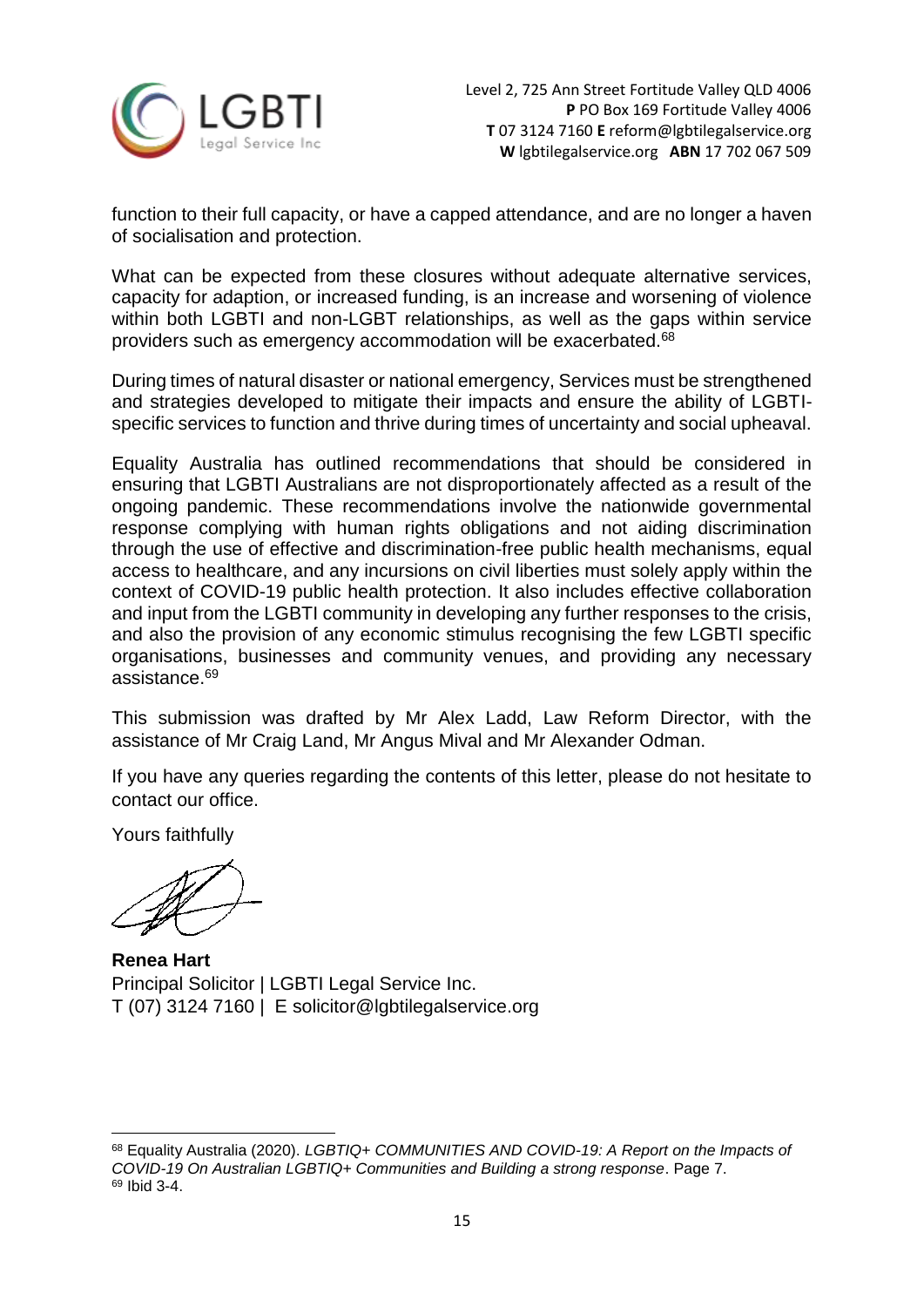function to their full capacity, or have a capped attendance, and are no longer a haven of socialisation and protection.

What can be expected from these closures without adequate alternative services, capacity for adaption, or increased funding, is an increase and worsening of violence within both LGBTI and non-LGBT relationships, as well as the gaps within service providers such as emergency accommodation will be exacerbated.[68]

During times of natural disaster or national emergency, Services must be strengthened and strategies developed to mitigate their impacts and ensure the ability of LGBTI-specific services to function and thrive during times of uncertainty and social upheaval.

Equality Australia has outlined recommendations that should be considered in ensuring that LGBTI Australians are not disproportionately affected as a result of the ongoing pandemic. These recommendations involve the nationwide governmental response complying with human rights obligations and not aiding discrimination through the use of effective and discrimination-free public health mechanisms, equal access to healthcare, and any incursions on civil liberties must solely apply within the context of COVID-19 public health protection. It also includes effective collaboration and input from the LGBTI community in developing any further responses to the crisis, and also the provision of any economic stimulus recognising the few LGBTI specific organisations, businesses and community venues, and providing any necessary assistance.[69]

This submission was drafted by Mr Alex Ladd, Law Reform Director, with the assistance of Mr Craig Land, Mr Angus Mival and Mr Alexander Odman.

If you have any queries regarding the contents of this letter, please do not hesitate to contact our office.

Yours faithfully

**Renea Hart**
Principal Solicitor | LGBTI Legal Service Inc.
T (07) 3124 7160 | E solicitor@lgbtilegalservice.org

---

[68] Equality Australia (2020). *LGBTIQ+ COMMUNITIES AND COVID-19: A Report on the Impacts of COVID-19 On Australian LGBTIQ+ Communities and Building a strong response*. Page 7.
[69] Ibid 3-4.